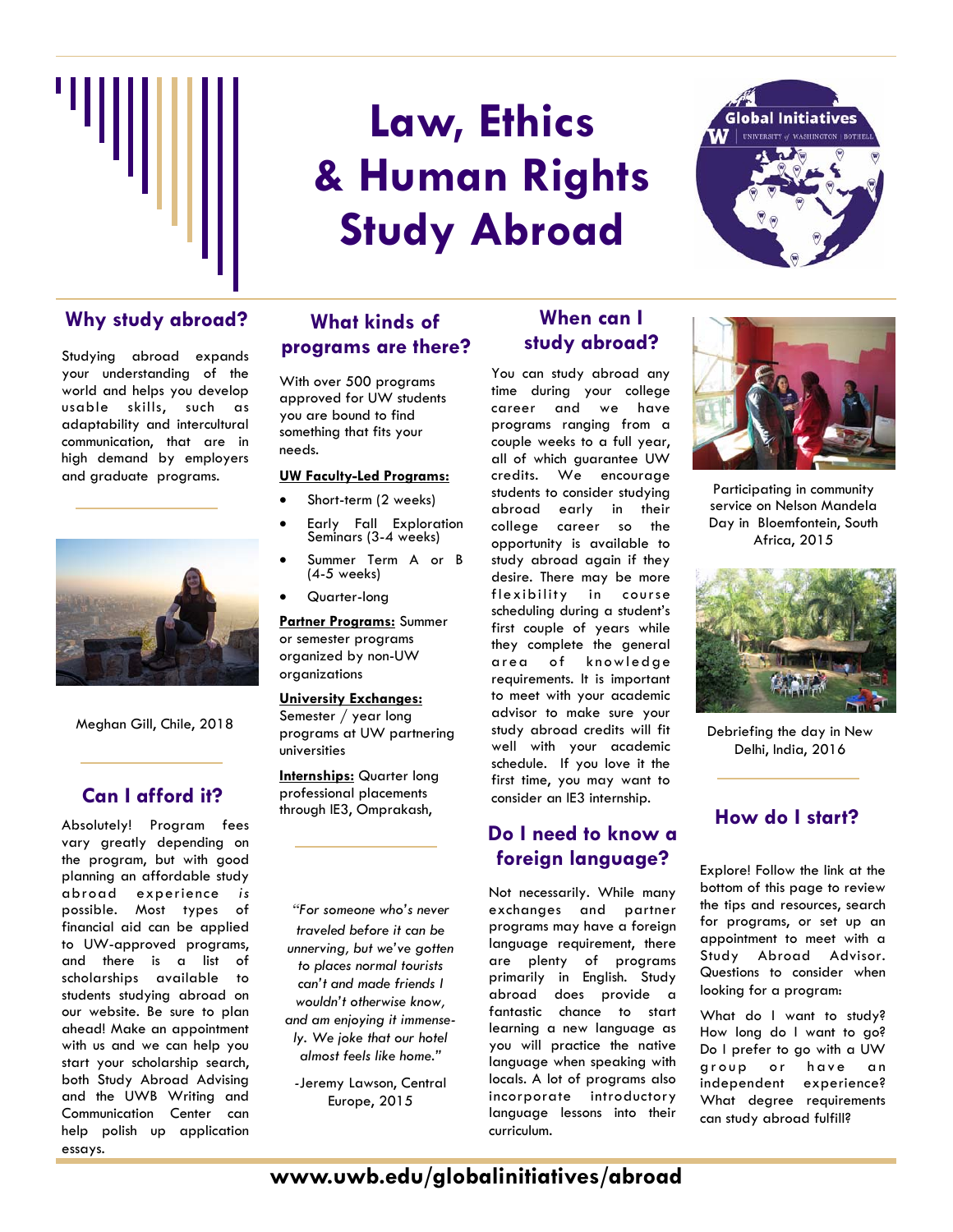# Law, Ethics & Human Rights Study Abroad

Global Initiatives
UNIVERSITY of WASHINGTON | BOTHELL

## Why study abroad?

Studying abroad expands your understanding of the world and helps you develop usable skills, such as adaptability and intercultural communication, that are in high demand by employers and graduate programs.

Meghan Gill, Chile, 2018

## Can I afford it?

Absolutely! Program fees vary greatly depending on the program, but with good planning an affordable study abroad experience *is* possible. Most types of financial aid can be applied to UW-approved programs, and there is a list of scholarships available to students studying abroad on our website. Be sure to plan ahead! Make an appointment with us and we can help you start your scholarship search, both Study Abroad Advising and the UWB Writing and Communication Center can help polish up application essays.

## What kinds of programs are there?

With over 500 programs approved for UW students you are bound to find something that fits your needs.

**UW Faculty-Led Programs:**

- Short-term (2 weeks)
- Early Fall Exploration Seminars (3-4 weeks)
- Summer Term A or B (4-5 weeks)
- Quarter-long

**Partner Programs:** Summer or semester programs organized by non-UW organizations

**University Exchanges:** Semester / year long programs at UW partnering universities

**Internships:** Quarter long professional placements through IE3, Omprakash,

*"For someone who's never traveled before it can be unnerving, but we've gotten to places normal tourists can't and made friends I wouldn't otherwise know, and am enjoying it immensely. We joke that our hotel almost feels like home."*

-Jeremy Lawson, Central Europe, 2015

## When can I study abroad?

You can study abroad any time during your college career and we have programs ranging from a couple weeks to a full year, all of which guarantee UW credits. We encourage students to consider studying abroad early in their college career so the opportunity is available to study abroad again if they desire. There may be more flexibility in course scheduling during a student's first couple of years while they complete the general area of knowledge requirements. It is important to meet with your academic advisor to make sure your study abroad credits will fit well with your academic schedule. If you love it the first time, you may want to consider an IE3 internship.

## Do I need to know a foreign language?

Not necessarily. While many exchanges and partner programs may have a foreign language requirement, there are plenty of programs primarily in English. Study abroad does provide a fantastic chance to start learning a new language as you will practice the native language when speaking with locals. A lot of programs also incorporate introductory language lessons into their curriculum.

Participating in community service on Nelson Mandela Day in Bloemfontein, South Africa, 2015

Debriefing the day in New Delhi, India, 2016

## How do I start?

Explore! Follow the link at the bottom of this page to review the tips and resources, search for programs, or set up an appointment to meet with a Study Abroad Advisor. Questions to consider when looking for a program:

What do I want to study? How long do I want to go? Do I prefer to go with a UW group or have an independent experience? What degree requirements can study abroad fulfill?

**www.uwb.edu/globalinitiatives/abroad**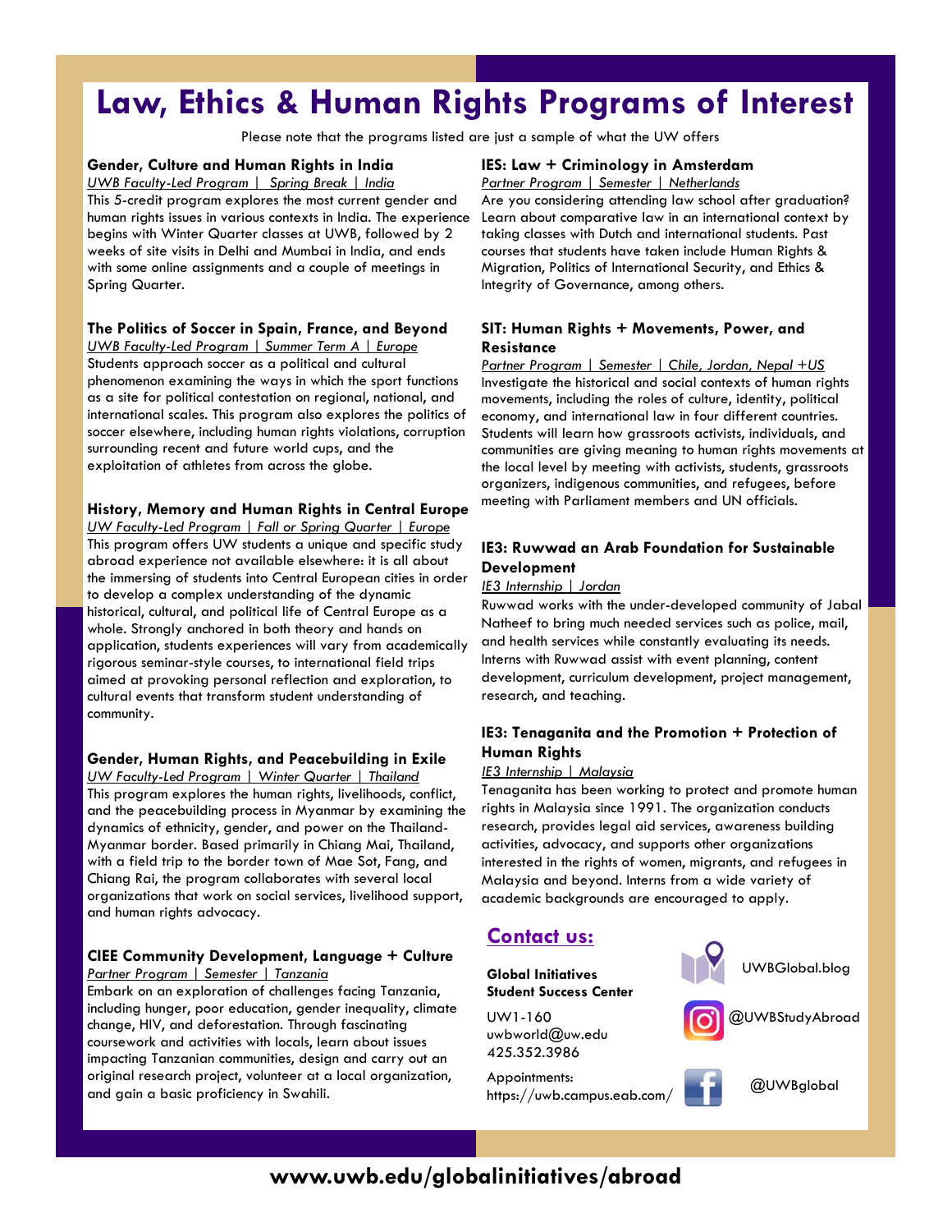# Law, Ethics & Human Rights Programs of Interest

Please note that the programs listed are just a sample of what the UW offers

### Gender, Culture and Human Rights in India

*UWB Faculty-Led Program | Spring Break | India*

This 5-credit program explores the most current gender and human rights issues in various contexts in India. The experience begins with Winter Quarter classes at UWB, followed by 2 weeks of site visits in Delhi and Mumbai in India, and ends with some online assignments and a couple of meetings in Spring Quarter.

### The Politics of Soccer in Spain, France, and Beyond

*UWB Faculty-Led Program | Summer Term A | Europe*

Students approach soccer as a political and cultural phenomenon examining the ways in which the sport functions as a site for political contestation on regional, national, and international scales. This program also explores the politics of soccer elsewhere, including human rights violations, corruption surrounding recent and future world cups, and the exploitation of athletes from across the globe.

### History, Memory and Human Rights in Central Europe

*UW Faculty-Led Program | Fall or Spring Quarter | Europe*

This program offers UW students a unique and specific study abroad experience not available elsewhere: it is all about the immersing of students into Central European cities in order to develop a complex understanding of the dynamic historical, cultural, and political life of Central Europe as a whole. Strongly anchored in both theory and hands on application, students experiences will vary from academically rigorous seminar-style courses, to international field trips aimed at provoking personal reflection and exploration, to cultural events that transform student understanding of community.

### Gender, Human Rights, and Peacebuilding in Exile

*UW Faculty-Led Program | Winter Quarter | Thailand*

This program explores the human rights, livelihoods, conflict, and the peacebuilding process in Myanmar by examining the dynamics of ethnicity, gender, and power on the Thailand-Myanmar border. Based primarily in Chiang Mai, Thailand, with a field trip to the border town of Mae Sot, Fang, and Chiang Rai, the program collaborates with several local organizations that work on social services, livelihood support, and human rights advocacy.

### CIEE Community Development, Language + Culture

*Partner Program | Semester | Tanzania*

Embark on an exploration of challenges facing Tanzania, including hunger, poor education, gender inequality, climate change, HIV, and deforestation. Through fascinating coursework and activities with locals, learn about issues impacting Tanzanian communities, design and carry out an original research project, volunteer at a local organization, and gain a basic proficiency in Swahili.

### IES: Law + Criminology in Amsterdam

*Partner Program | Semester | Netherlands*

Are you considering attending law school after graduation? Learn about comparative law in an international context by taking classes with Dutch and international students. Past courses that students have taken include Human Rights & Migration, Politics of International Security, and Ethics & Integrity of Governance, among others.

### SIT: Human Rights + Movements, Power, and Resistance

*Partner Program | Semester | Chile, Jordan, Nepal +US*

Investigate the historical and social contexts of human rights movements, including the roles of culture, identity, political economy, and international law in four different countries. Students will learn how grassroots activists, individuals, and communities are giving meaning to human rights movements at the local level by meeting with activists, students, grassroots organizers, indigenous communities, and refugees, before meeting with Parliament members and UN officials.

### IE3: Ruwwad an Arab Foundation for Sustainable Development

*IE3 Internship | Jordan*

Ruwwad works with the under-developed community of Jabal Natheef to bring much needed services such as police, mail, and health services while constantly evaluating its needs. Interns with Ruwwad assist with event planning, content development, curriculum development, project management, research, and teaching.

### IE3: Tenaganita and the Promotion + Protection of Human Rights

*IE3 Internship | Malaysia*

Tenaganita has been working to protect and promote human rights in Malaysia since 1991. The organization conducts research, provides legal aid services, awareness building activities, advocacy, and supports other organizations interested in the rights of women, migrants, and refugees in Malaysia and beyond. Interns from a wide variety of academic backgrounds are encouraged to apply.

## Contact us:

**Global Initiatives**
**Student Success Center**

UW1-160
uwbworld@uw.edu
425.352.3986

Appointments:
https://uwb.campus.eab.com/

UWBGlobal.blog

@UWBStudyAbroad

@UWBglobal

**www.uwb.edu/globalinitiatives/abroad**